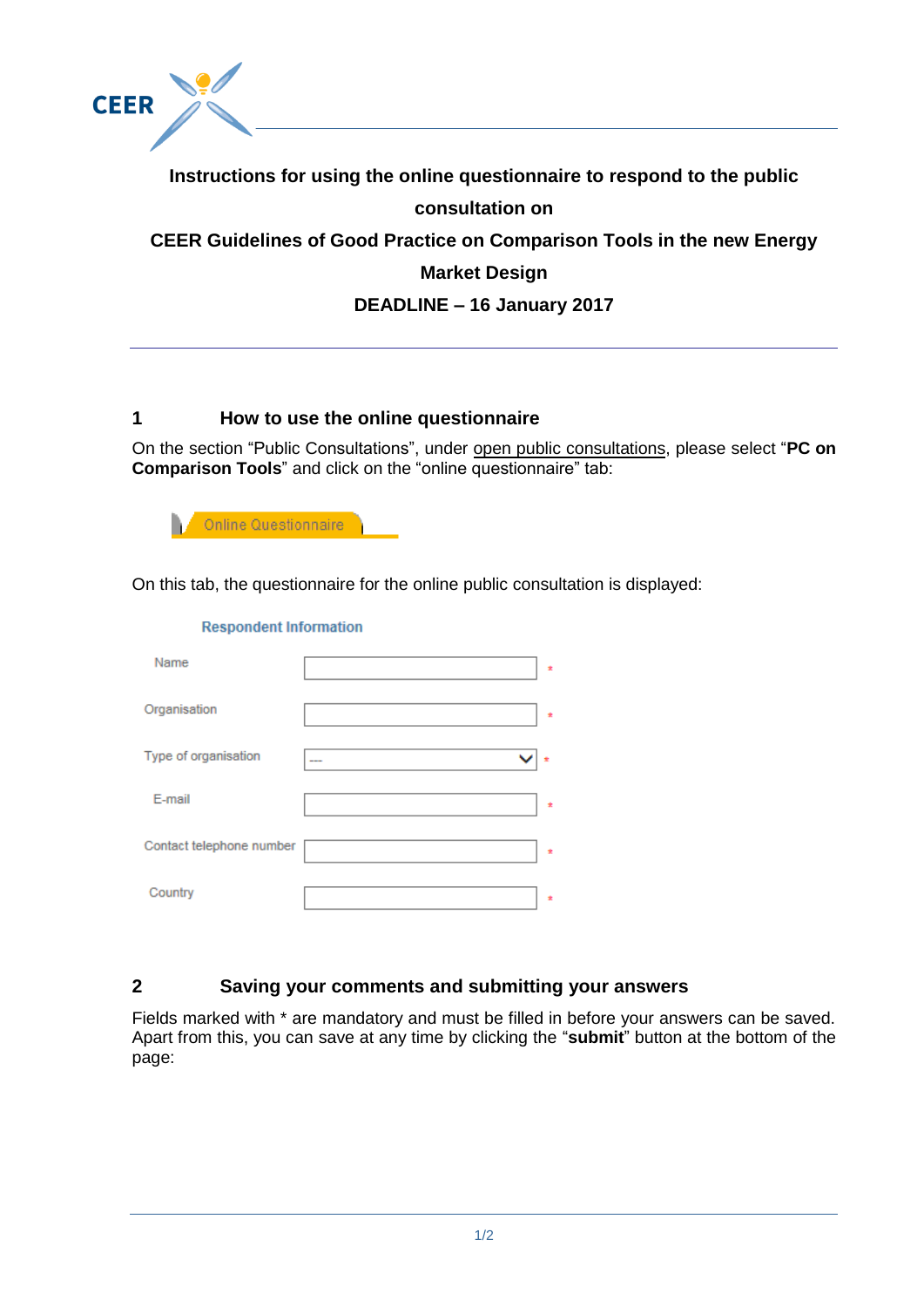**Instructions for using the online questionnaire to respond to the public consultation on**

**CEER Guidelines of Good Practice on Comparison Tools in the new Energy Market Design**

**DEADLINE – 16 January 2017**

## 1 How to use the online questionnaire

On the section "Public Consultations", under open public consultations, please select "**PC on Comparison Tools**" and click on the "online questionnaire" tab:

Online Questionnaire

On this tab, the questionnaire for the online public consultation is displayed:

Respondent Information

| Field | |
|---|---|
| Name | * |
| Organisation | * |
| Type of organisation | --- * |
| E-mail | * |
| Contact telephone number | * |
| Country | * |

## 2 Saving your comments and submitting your answers

Fields marked with * are mandatory and must be filled in before your answers can be saved. Apart from this, you can save at any time by clicking the "**submit**" button at the bottom of the page: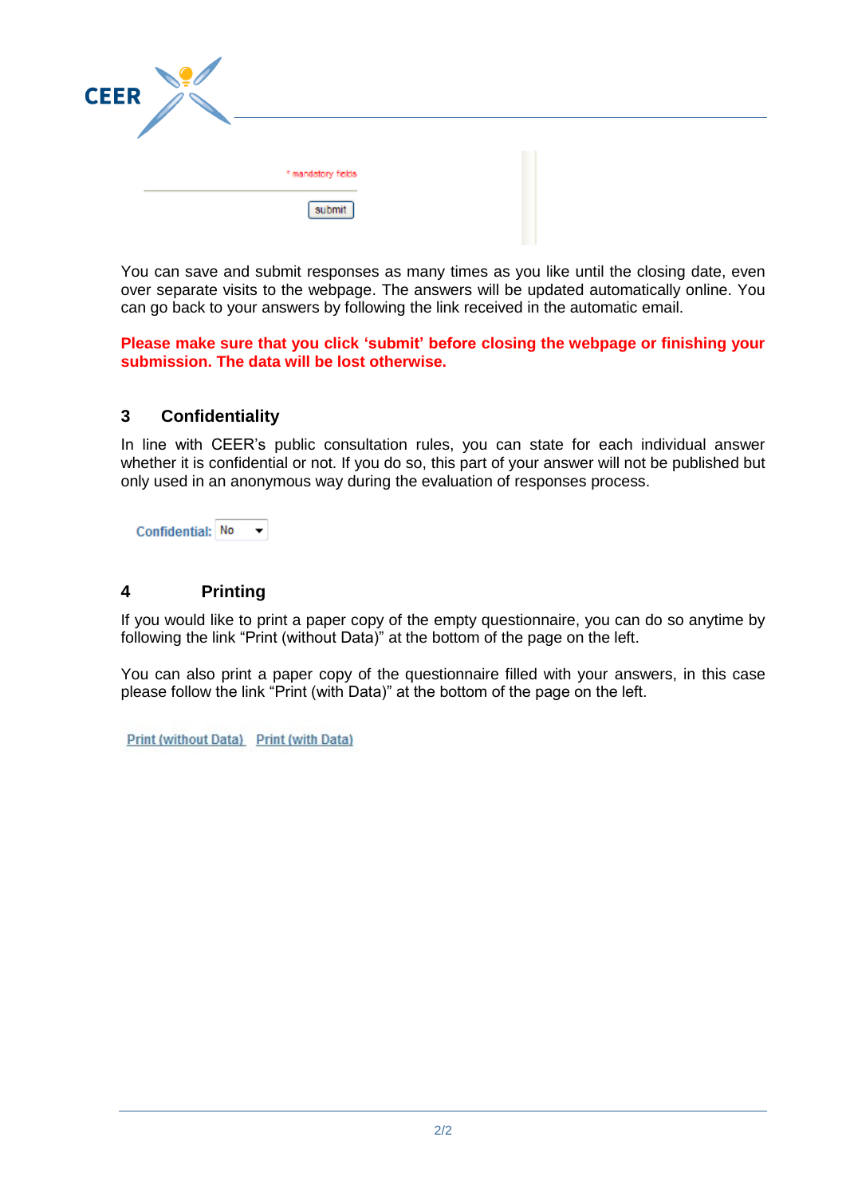* mandatory fields

submit

You can save and submit responses as many times as you like until the closing date, even over separate visits to the webpage. The answers will be updated automatically online. You can go back to your answers by following the link received in the automatic email.

**Please make sure that you click 'submit' before closing the webpage or finishing your submission. The data will be lost otherwise.**

## 3 Confidentiality

In line with CEER's public consultation rules, you can state for each individual answer whether it is confidential or not. If you do so, this part of your answer will not be published but only used in an anonymous way during the evaluation of responses process.

Confidential: No

## 4 Printing

If you would like to print a paper copy of the empty questionnaire, you can do so anytime by following the link "Print (without Data)" at the bottom of the page on the left.

You can also print a paper copy of the questionnaire filled with your answers, in this case please follow the link "Print (with Data)" at the bottom of the page on the left.

Print (without Data) Print (with Data)